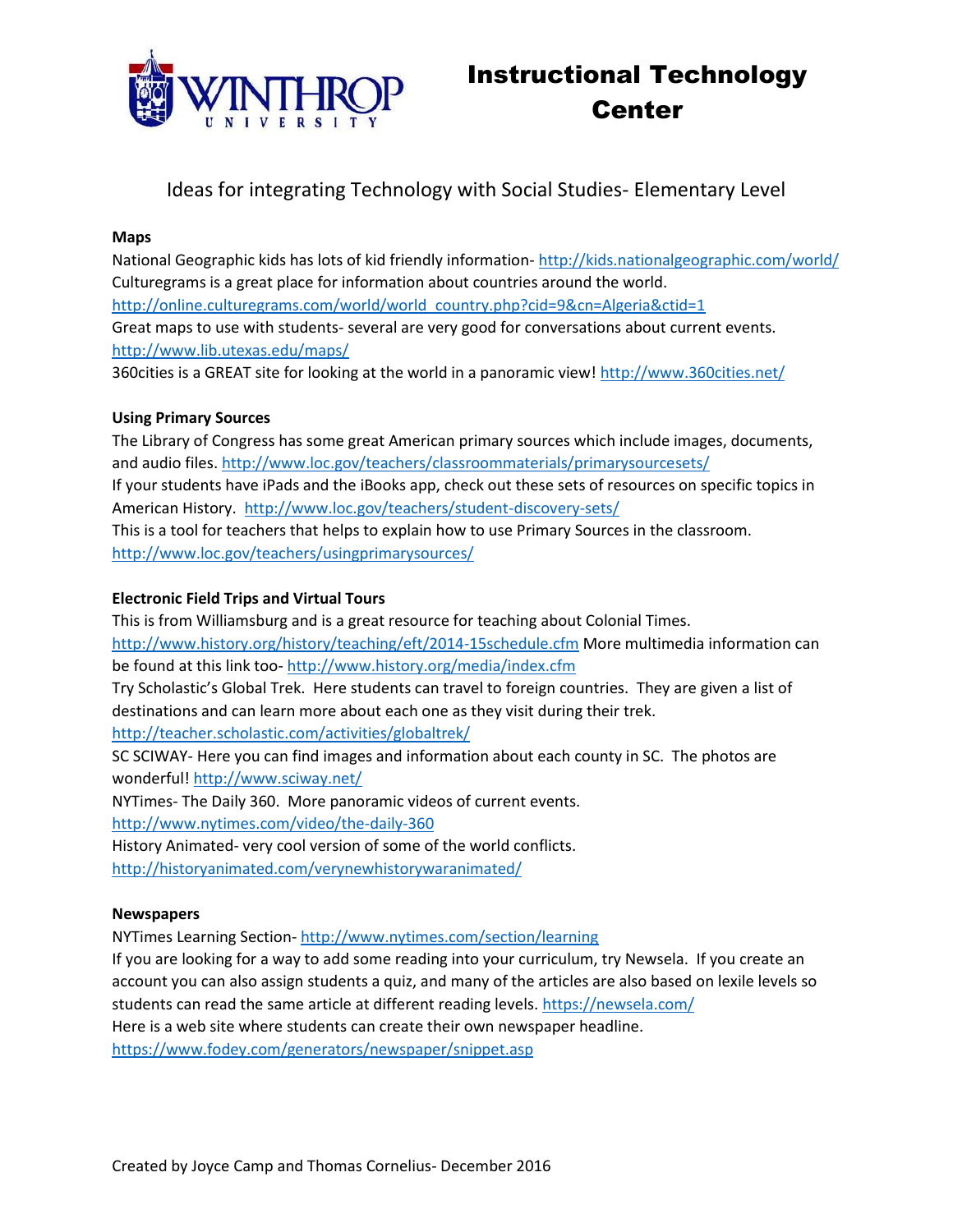# Instructional Technology Center

## Ideas for integrating Technology with Social Studies- Elementary Level

**Maps**

National Geographic kids has lots of kid friendly information- http://kids.nationalgeographic.com/world/
Culturegrams is a great place for information about countries around the world.
http://online.culturegrams.com/world/world_country.php?cid=9&cn=Algeria&ctid=1
Great maps to use with students- several are very good for conversations about current events.
http://www.lib.utexas.edu/maps/
360cities is a GREAT site for looking at the world in a panoramic view! http://www.360cities.net/

**Using Primary Sources**

The Library of Congress has some great American primary sources which include images, documents, and audio files. http://www.loc.gov/teachers/classroommaterials/primarysourcesets/
If your students have iPads and the iBooks app, check out these sets of resources on specific topics in American History. http://www.loc.gov/teachers/student-discovery-sets/
This is a tool for teachers that helps to explain how to use Primary Sources in the classroom.
http://www.loc.gov/teachers/usingprimarysources/

**Electronic Field Trips and Virtual Tours**

This is from Williamsburg and is a great resource for teaching about Colonial Times.
http://www.history.org/history/teaching/eft/2014-15schedule.cfm More multimedia information can be found at this link too- http://www.history.org/media/index.cfm
Try Scholastic's Global Trek. Here students can travel to foreign countries. They are given a list of destinations and can learn more about each one as they visit during their trek.
http://teacher.scholastic.com/activities/globaltrek/
SC SCIWAY- Here you can find images and information about each county in SC. The photos are wonderful! http://www.sciway.net/
NYTimes- The Daily 360. More panoramic videos of current events.
http://www.nytimes.com/video/the-daily-360
History Animated- very cool version of some of the world conflicts.
http://historyanimated.com/verynewhistorywaranimated/

**Newspapers**

NYTimes Learning Section- http://www.nytimes.com/section/learning
If you are looking for a way to add some reading into your curriculum, try Newsela. If you create an account you can also assign students a quiz, and many of the articles are also based on lexile levels so students can read the same article at different reading levels. https://newsela.com/
Here is a web site where students can create their own newspaper headline.
https://www.fodey.com/generators/newspaper/snippet.asp

Created by Joyce Camp and Thomas Cornelius- December 2016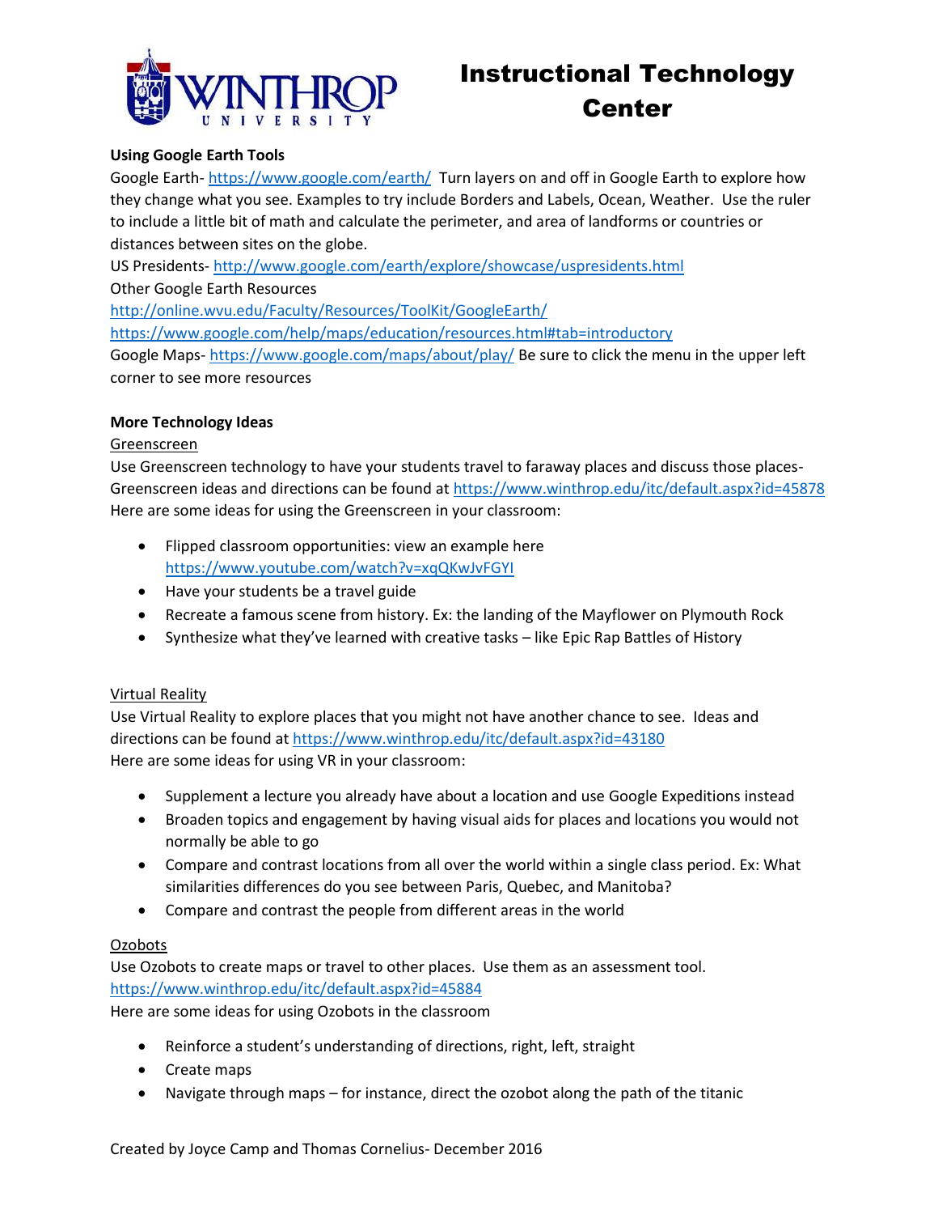# Instructional Technology Center

**Using Google Earth Tools**

Google Earth- https://www.google.com/earth/ Turn layers on and off in Google Earth to explore how they change what you see. Examples to try include Borders and Labels, Ocean, Weather. Use the ruler to include a little bit of math and calculate the perimeter, and area of landforms or countries or distances between sites on the globe.

US Presidents- http://www.google.com/earth/explore/showcase/uspresidents.html

Other Google Earth Resources

http://online.wvu.edu/Faculty/Resources/ToolKit/GoogleEarth/

https://www.google.com/help/maps/education/resources.html#tab=introductory

Google Maps- https://www.google.com/maps/about/play/ Be sure to click the menu in the upper left corner to see more resources

**More Technology Ideas**

Greenscreen

Use Greenscreen technology to have your students travel to faraway places and discuss those places- Greenscreen ideas and directions can be found at https://www.winthrop.edu/itc/default.aspx?id=45878

Here are some ideas for using the Greenscreen in your classroom:

- Flipped classroom opportunities: view an example here https://www.youtube.com/watch?v=xqQKwJvFGYI
- Have your students be a travel guide
- Recreate a famous scene from history. Ex: the landing of the Mayflower on Plymouth Rock
- Synthesize what they've learned with creative tasks – like Epic Rap Battles of History

Virtual Reality

Use Virtual Reality to explore places that you might not have another chance to see. Ideas and directions can be found at https://www.winthrop.edu/itc/default.aspx?id=43180

Here are some ideas for using VR in your classroom:

- Supplement a lecture you already have about a location and use Google Expeditions instead
- Broaden topics and engagement by having visual aids for places and locations you would not normally be able to go
- Compare and contrast locations from all over the world within a single class period. Ex: What similarities differences do you see between Paris, Quebec, and Manitoba?
- Compare and contrast the people from different areas in the world

Ozobots

Use Ozobots to create maps or travel to other places. Use them as an assessment tool.

https://www.winthrop.edu/itc/default.aspx?id=45884

Here are some ideas for using Ozobots in the classroom

- Reinforce a student's understanding of directions, right, left, straight
- Create maps
- Navigate through maps – for instance, direct the ozobot along the path of the titanic

Created by Joyce Camp and Thomas Cornelius- December 2016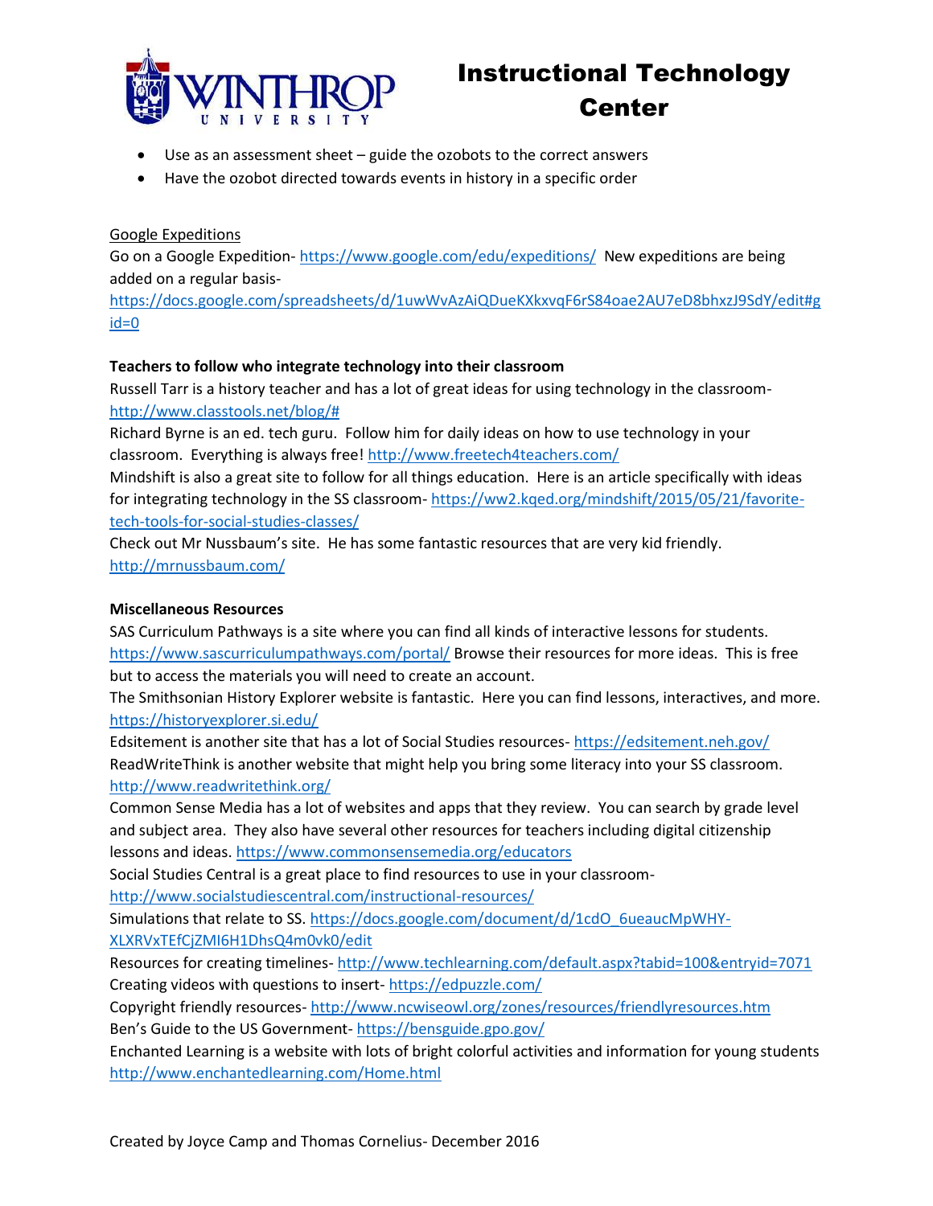- Use as an assessment sheet – guide the ozobots to the correct answers
- Have the ozobot directed towards events in history in a specific order

Google Expeditions

Go on a Google Expedition- https://www.google.com/edu/expeditions/ New expeditions are being added on a regular basis- https://docs.google.com/spreadsheets/d/1uwWvAzAiQDueKXkxvqF6rS84oae2AU7eD8bhxzJ9SdY/edit#gid=0

**Teachers to follow who integrate technology into their classroom**

Russell Tarr is a history teacher and has a lot of great ideas for using technology in the classroom- http://www.classtools.net/blog/#

Richard Byrne is an ed. tech guru. Follow him for daily ideas on how to use technology in your classroom. Everything is always free! http://www.freetech4teachers.com/

Mindshift is also a great site to follow for all things education. Here is an article specifically with ideas for integrating technology in the SS classroom- https://ww2.kqed.org/mindshift/2015/05/21/favorite-tech-tools-for-social-studies-classes/

Check out Mr Nussbaum's site. He has some fantastic resources that are very kid friendly. http://mrnussbaum.com/

**Miscellaneous Resources**

SAS Curriculum Pathways is a site where you can find all kinds of interactive lessons for students. https://www.sascurriculumpathways.com/portal/ Browse their resources for more ideas. This is free but to access the materials you will need to create an account.

The Smithsonian History Explorer website is fantastic. Here you can find lessons, interactives, and more. https://historyexplorer.si.edu/

Edsitement is another site that has a lot of Social Studies resources- https://edsitement.neh.gov/

ReadWriteThink is another website that might help you bring some literacy into your SS classroom. http://www.readwritethink.org/

Common Sense Media has a lot of websites and apps that they review. You can search by grade level and subject area. They also have several other resources for teachers including digital citizenship lessons and ideas. https://www.commonsensemedia.org/educators

Social Studies Central is a great place to find resources to use in your classroom- http://www.socialstudiescentral.com/instructional-resources/

Simulations that relate to SS. https://docs.google.com/document/d/1cdO_6ueaucMpWHY-XLXRVxTEfCjZMI6H1DhsQ4m0vk0/edit

Resources for creating timelines- http://www.techlearning.com/default.aspx?tabid=100&entryid=7071

Creating videos with questions to insert- https://edpuzzle.com/

Copyright friendly resources- http://www.ncwiseowl.org/zones/resources/friendlyresources.htm

Ben's Guide to the US Government- https://bensguide.gpo.gov/

Enchanted Learning is a website with lots of bright colorful activities and information for young students http://www.enchantedlearning.com/Home.html

Created by Joyce Camp and Thomas Cornelius- December 2016